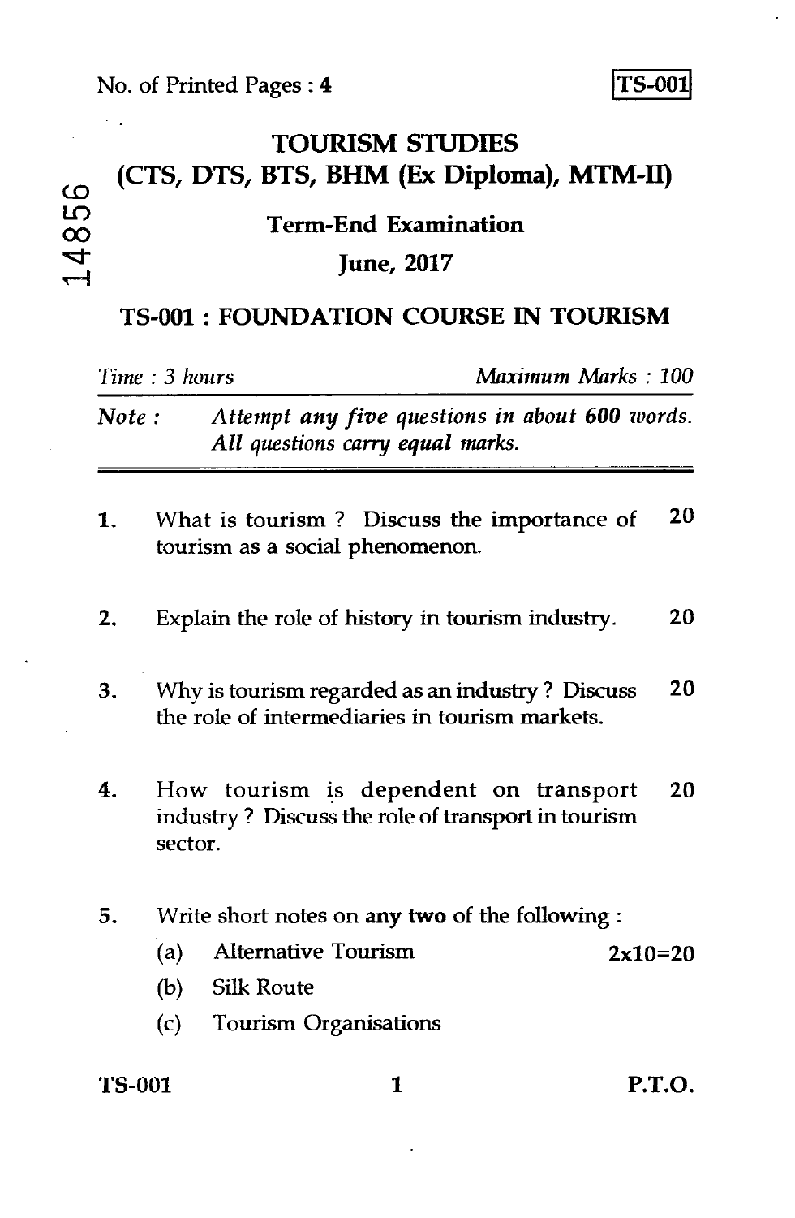No. of Printed Pages : 4

**TS-001**

14856

# TOURISM STUDIES
## (CTS, DTS, BTS, BHM (Ex Diploma), MTM-II)

### Term-End Examination

### June, 2017

## TS-001 : FOUNDATION COURSE IN TOURISM

*Time : 3 hours* *Maximum Marks : 100*

*Note : Attempt **any five** questions in about **600** words. All questions carry **equal** marks.*

---

1. What is tourism ? Discuss the importance of tourism as a social phenomenon. **20**

2. Explain the role of history in tourism industry. **20**

3. Why is tourism regarded as an industry ? Discuss the role of intermediaries in tourism markets. **20**

4. How tourism is dependent on transport industry ? Discuss the role of transport in tourism sector. **20**

5. Write short notes on **any two** of the following : **2x10=20**
   - (a) Alternative Tourism
   - (b) Silk Route
   - (c) Tourism Organisations

P.T.O.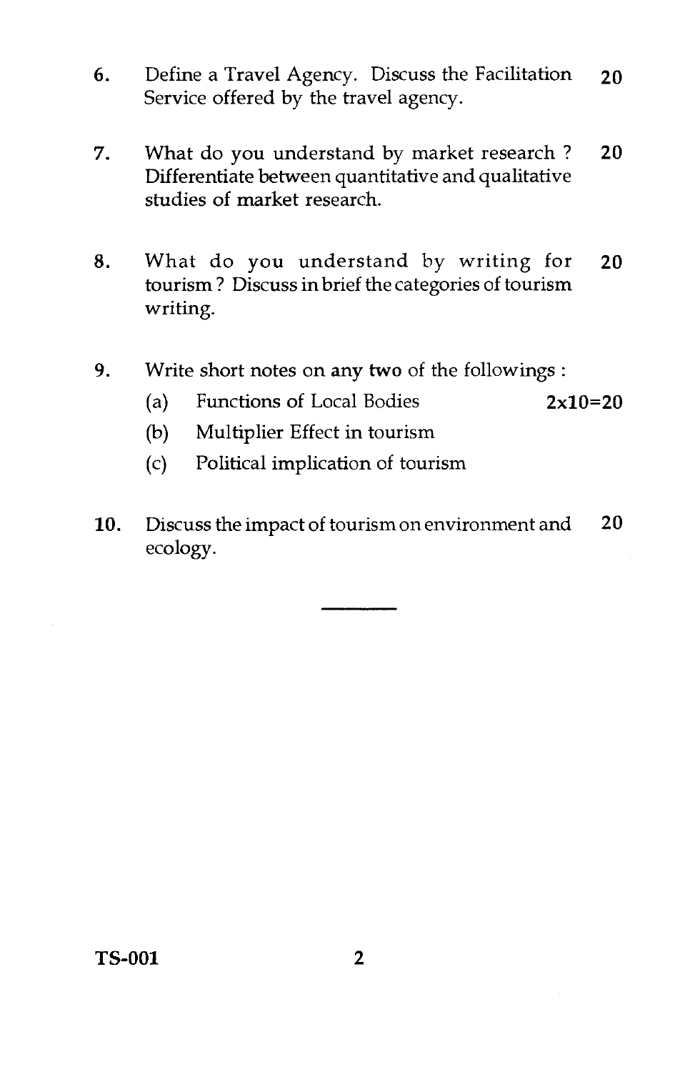6. Define a Travel Agency. Discuss the Facilitation Service offered by the travel agency. **20**

7. What do you understand by market research ? Differentiate between quantitative and qualitative studies of market research. **20**

8. What do you understand by writing for tourism ? Discuss in brief the categories of tourism writing. **20**

9. Write short notes on any **two** of the followings : **2x10=20**
   - (a) Functions of Local Bodies
   - (b) Multiplier Effect in tourism
   - (c) Political implication of tourism

10. Discuss the impact of tourism on environment and ecology. **20**

---

**TS-001**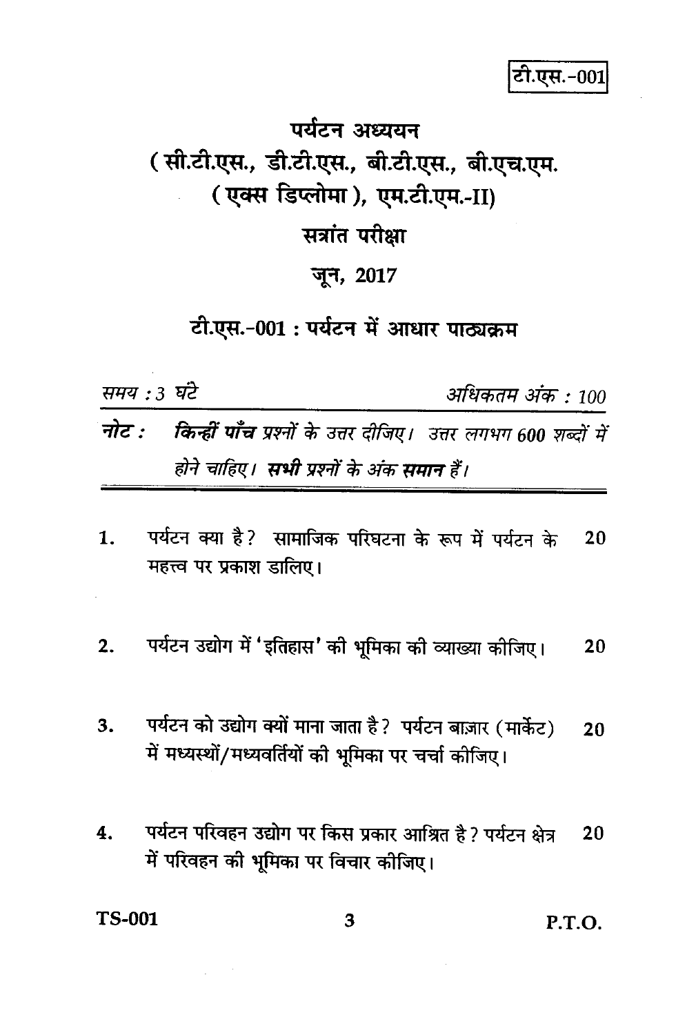टी.एस.-001

# पर्यटन अध्ययन

## (सी.टी.एस., डी.टी.एस., बी.टी.एस., बी.एच.एम. (एक्स डिप्लोमा), एम.टी.एम.-II)

## सत्रांत परीक्षा

## जून, 2017

### टी.एस.-001 : पर्यटन में आधार पाठ्यक्रम

*समय : 3 घंटे* *अधिकतम अंक : 100*

***नोट :*** ***किन्हीं पाँच*** *प्रश्नों के उत्तर दीजिए। उत्तर लगभग 600 शब्दों में होने चाहिए।* ***सभी*** *प्रश्नों के अंक* ***समान*** *हैं।*

1. पर्यटन क्या है? सामाजिक परिघटना के रूप में पर्यटन के महत्त्व पर प्रकाश डालिए। 20

2. पर्यटन उद्योग में 'इतिहास' की भूमिका की व्याख्या कीजिए। 20

3. पर्यटन को उद्योग क्यों माना जाता है? पर्यटन बाज़ार (मार्केट) में मध्यस्थों/मध्यवर्तियों की भूमिका पर चर्चा कीजिए। 20

4. पर्यटन परिवहन उद्योग पर किस प्रकार आश्रित है? पर्यटन क्षेत्र में परिवहन की भूमिका पर विचार कीजिए। 20

P.T.O.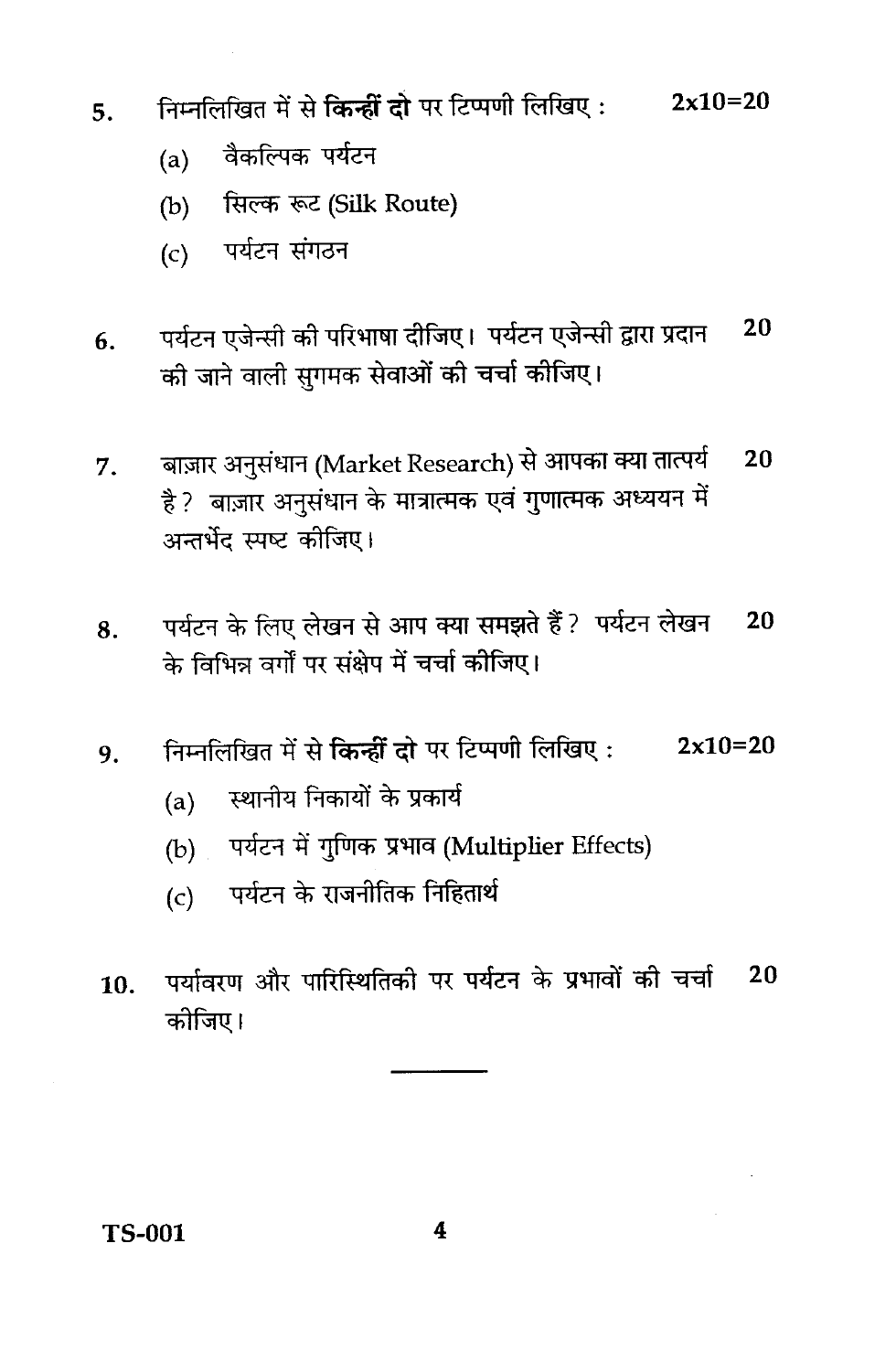5. निम्नलिखित में से **किन्हीं दो** पर टिप्पणी लिखिए : 2x10=20

   (a) वैकल्पिक पर्यटन

   (b) सिल्क रूट (Silk Route)

   (c) पर्यटन संगठन

6. पर्यटन एजेन्सी की परिभाषा दीजिए। पर्यटन एजेन्सी द्वारा प्रदान की जाने वाली सुगमक सेवाओं की चर्चा कीजिए। 20

7. बाज़ार अनुसंधान (Market Research) से आपका क्या तात्पर्य है? बाज़ार अनुसंधान के मात्रात्मक एवं गुणात्मक अध्ययन में अन्तर्भेद स्पष्ट कीजिए। 20

8. पर्यटन के लिए लेखन से आप क्या समझते हैं? पर्यटन लेखन के विभिन्न वर्गों पर संक्षेप में चर्चा कीजिए। 20

9. निम्नलिखित में से **किन्हीं दो** पर टिप्पणी लिखिए : 2x10=20

   (a) स्थानीय निकायों के प्रकार्य

   (b) पर्यटन में गुणिक प्रभाव (Multiplier Effects)

   (c) पर्यटन के राजनीतिक निहितार्थ

10. पर्यावरण और पारिस्थितिकी पर पर्यटन के प्रभावों की चर्चा कीजिए। 20

TS-001